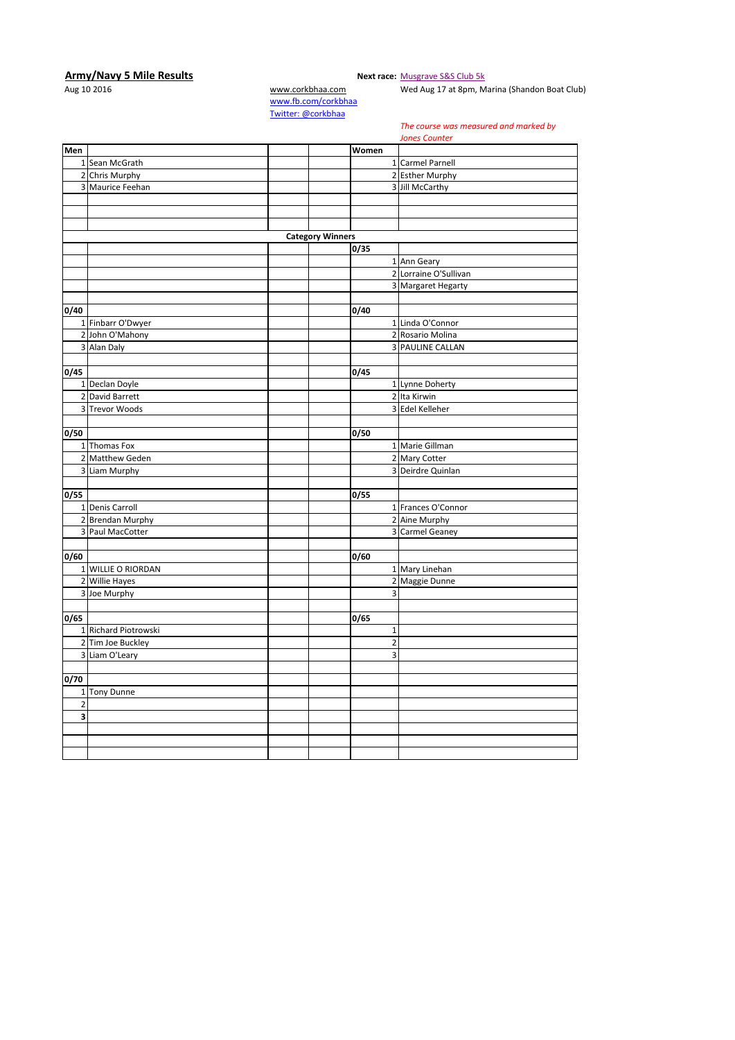**Army/Navy 5 Mile Results**

Aug 10 2016

www.corkbhaa.com
www.fb.com/corkbhaa
Twitter: @corkbhaa

**Next race:** Musgrave S&S Club 5k
Wed Aug 17 at 8pm, Marina (Shandon Boat Club)

*The course was measured and marked by Jones Counter*

| Men | | | | Women | |
|---|---|---|---|---|---|
| 1 | Sean McGrath | | | 1 | Carmel Parnell |
| 2 | Chris Murphy | | | 2 | Esther Murphy |
| 3 | Maurice Feehan | | | 3 | Jill McCarthy |
| | | | | | |
| | | | | | |
| | | | | | |
| | | **Category Winners** | | | |
| | | | | 0/35 | |
| | | | | 1 | Ann Geary |
| | | | | 2 | Lorraine O'Sullivan |
| | | | | 3 | Margaret Hegarty |
| | | | | | |
| 0/40 | | | | 0/40 | |
| 1 | Finbarr O'Dwyer | | | 1 | Linda O'Connor |
| 2 | John O'Mahony | | | 2 | Rosario Molina |
| 3 | Alan Daly | | | 3 | PAULINE CALLAN |
| | | | | | |
| 0/45 | | | | 0/45 | |
| 1 | Declan Doyle | | | 1 | Lynne Doherty |
| 2 | David Barrett | | | 2 | Ita Kirwin |
| 3 | Trevor Woods | | | 3 | Edel Kelleher |
| | | | | | |
| 0/50 | | | | 0/50 | |
| 1 | Thomas Fox | | | 1 | Marie Gillman |
| 2 | Matthew Geden | | | 2 | Mary Cotter |
| 3 | Liam Murphy | | | 3 | Deirdre Quinlan |
| | | | | | |
| 0/55 | | | | 0/55 | |
| 1 | Denis Carroll | | | 1 | Frances O'Connor |
| 2 | Brendan Murphy | | | 2 | Aine Murphy |
| 3 | Paul MacCotter | | | 3 | Carmel Geaney |
| | | | | | |
| 0/60 | | | | 0/60 | |
| 1 | WILLIE O RIORDAN | | | 1 | Mary Linehan |
| 2 | Willie Hayes | | | 2 | Maggie Dunne |
| 3 | Joe Murphy | | | 3 | |
| | | | | | |
| 0/65 | | | | 0/65 | |
| 1 | Richard Piotrowski | | | 1 | |
| 2 | Tim Joe Buckley | | | 2 | |
| 3 | Liam O'Leary | | | 3 | |
| | | | | | |
| 0/70 | | | | | |
| 1 | Tony Dunne | | | | |
| 2 | | | | | |
| **3** | | | | | |
| | | | | | |
| | | | | | |
| | | | | | |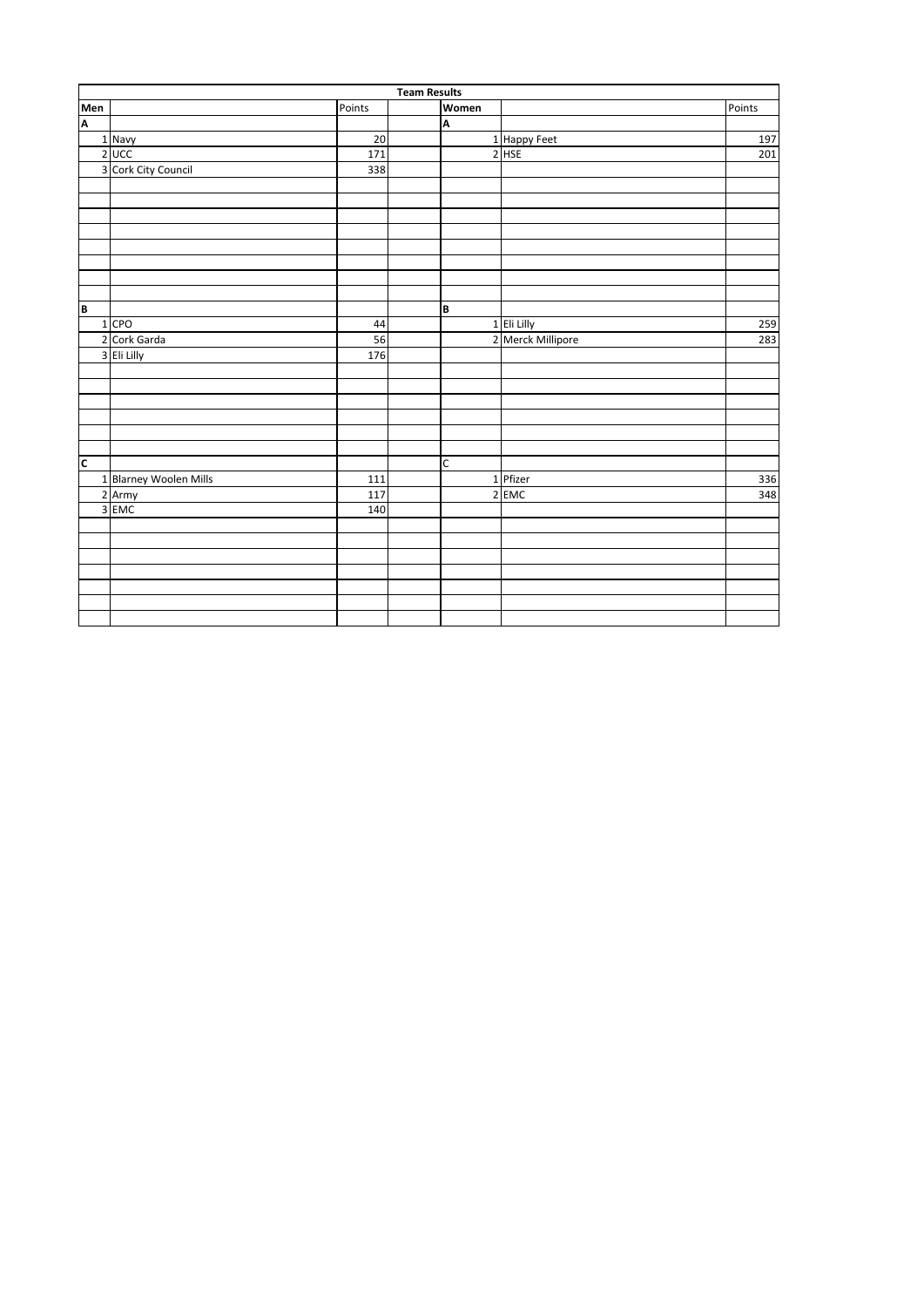# Team Results

| Men | | Points | | Women | | Points |
|---|---|---|---|---|---|---|
| **A** | | | | **A** | | |
| 1 | Navy | 20 | | 1 | Happy Feet | 197 |
| 2 | UCC | 171 | | 2 | HSE | 201 |
| 3 | Cork City Council | 338 | | | | |
| **B** | | | | **B** | | |
| 1 | CPO | 44 | | 1 | Eli Lilly | 259 |
| 2 | Cork Garda | 56 | | 2 | Merck Millipore | 283 |
| 3 | Eli Lilly | 176 | | | | |
| **C** | | | | C | | |
| 1 | Blarney Woolen Mills | 111 | | 1 | Pfizer | 336 |
| 2 | Army | 117 | | 2 | EMC | 348 |
| 3 | EMC | 140 | | | | |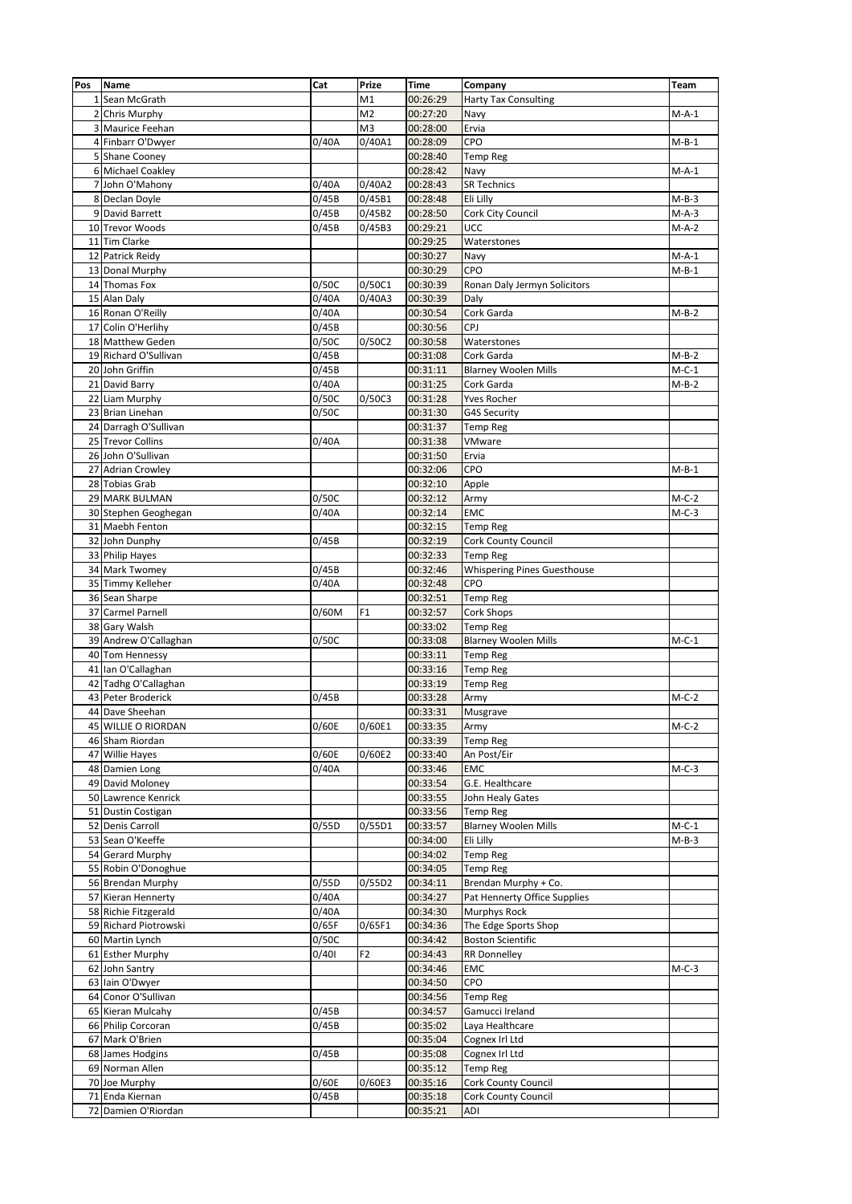| Pos | Name | Cat | Prize | Time | Company | Team |
|---|---|---|---|---|---|---|
| 1 | Sean McGrath | | M1 | 00:26:29 | Harty Tax Consulting | |
| 2 | Chris Murphy | | M2 | 00:27:20 | Navy | M-A-1 |
| 3 | Maurice Feehan | | M3 | 00:28:00 | Ervia | |
| 4 | Finbarr O'Dwyer | 0/40A | 0/40A1 | 00:28:09 | CPO | M-B-1 |
| 5 | Shane Cooney | | | 00:28:40 | Temp Reg | |
| 6 | Michael Coakley | | | 00:28:42 | Navy | M-A-1 |
| 7 | John O'Mahony | 0/40A | 0/40A2 | 00:28:43 | SR Technics | |
| 8 | Declan Doyle | 0/45B | 0/45B1 | 00:28:48 | Eli Lilly | M-B-3 |
| 9 | David Barrett | 0/45B | 0/45B2 | 00:28:50 | Cork City Council | M-A-3 |
| 10 | Trevor Woods | 0/45B | 0/45B3 | 00:29:21 | UCC | M-A-2 |
| 11 | Tim Clarke | | | 00:29:25 | Waterstones | |
| 12 | Patrick Reidy | | | 00:30:27 | Navy | M-A-1 |
| 13 | Donal Murphy | | | 00:30:29 | CPO | M-B-1 |
| 14 | Thomas Fox | 0/50C | 0/50C1 | 00:30:39 | Ronan Daly Jermyn Solicitors | |
| 15 | Alan Daly | 0/40A | 0/40A3 | 00:30:39 | Daly | |
| 16 | Ronan O'Reilly | 0/40A | | 00:30:54 | Cork Garda | M-B-2 |
| 17 | Colin O'Herlihy | 0/45B | | 00:30:56 | CPJ | |
| 18 | Matthew Geden | 0/50C | 0/50C2 | 00:30:58 | Waterstones | |
| 19 | Richard O'Sullivan | 0/45B | | 00:31:08 | Cork Garda | M-B-2 |
| 20 | John Griffin | 0/45B | | 00:31:11 | Blarney Woolen Mills | M-C-1 |
| 21 | David Barry | 0/40A | | 00:31:25 | Cork Garda | M-B-2 |
| 22 | Liam Murphy | 0/50C | 0/50C3 | 00:31:28 | Yves Rocher | |
| 23 | Brian Linehan | 0/50C | | 00:31:30 | G4S Security | |
| 24 | Darragh O'Sullivan | | | 00:31:37 | Temp Reg | |
| 25 | Trevor Collins | 0/40A | | 00:31:38 | VMware | |
| 26 | John O'Sullivan | | | 00:31:50 | Ervia | |
| 27 | Adrian Crowley | | | 00:32:06 | CPO | M-B-1 |
| 28 | Tobias Grab | | | 00:32:10 | Apple | |
| 29 | MARK BULMAN | 0/50C | | 00:32:12 | Army | M-C-2 |
| 30 | Stephen Geoghegan | 0/40A | | 00:32:14 | EMC | M-C-3 |
| 31 | Maebh Fenton | | | 00:32:15 | Temp Reg | |
| 32 | John Dunphy | 0/45B | | 00:32:19 | Cork County Council | |
| 33 | Philip Hayes | | | 00:32:33 | Temp Reg | |
| 34 | Mark Twomey | 0/45B | | 00:32:46 | Whispering Pines Guesthouse | |
| 35 | Timmy Kelleher | 0/40A | | 00:32:48 | CPO | |
| 36 | Sean Sharpe | | | 00:32:51 | Temp Reg | |
| 37 | Carmel Parnell | 0/60M | F1 | 00:32:57 | Cork Shops | |
| 38 | Gary Walsh | | | 00:33:02 | Temp Reg | |
| 39 | Andrew O'Callaghan | 0/50C | | 00:33:08 | Blarney Woolen Mills | M-C-1 |
| 40 | Tom Hennessy | | | 00:33:11 | Temp Reg | |
| 41 | Ian O'Callaghan | | | 00:33:16 | Temp Reg | |
| 42 | Tadhg O'Callaghan | | | 00:33:19 | Temp Reg | |
| 43 | Peter Broderick | 0/45B | | 00:33:28 | Army | M-C-2 |
| 44 | Dave Sheehan | | | 00:33:31 | Musgrave | |
| 45 | WILLIE O RIORDAN | 0/60E | 0/60E1 | 00:33:35 | Army | M-C-2 |
| 46 | Sham Riordan | | | 00:33:39 | Temp Reg | |
| 47 | Willie Hayes | 0/60E | 0/60E2 | 00:33:40 | An Post/Eir | |
| 48 | Damien Long | 0/40A | | 00:33:46 | EMC | M-C-3 |
| 49 | David Moloney | | | 00:33:54 | G.E. Healthcare | |
| 50 | Lawrence Kenrick | | | 00:33:55 | John Healy Gates | |
| 51 | Dustin Costigan | | | 00:33:56 | Temp Reg | |
| 52 | Denis Carroll | 0/55D | 0/55D1 | 00:33:57 | Blarney Woolen Mills | M-C-1 |
| 53 | Sean O'Keeffe | | | 00:34:00 | Eli Lilly | M-B-3 |
| 54 | Gerard Murphy | | | 00:34:02 | Temp Reg | |
| 55 | Robin O'Donoghue | | | 00:34:05 | Temp Reg | |
| 56 | Brendan Murphy | 0/55D | 0/55D2 | 00:34:11 | Brendan Murphy + Co. | |
| 57 | Kieran Hennerty | 0/40A | | 00:34:27 | Pat Hennerty Office Supplies | |
| 58 | Richie Fitzgerald | 0/40A | | 00:34:30 | Murphys Rock | |
| 59 | Richard Piotrowski | 0/65F | 0/65F1 | 00:34:36 | The Edge Sports Shop | |
| 60 | Martin Lynch | 0/50C | | 00:34:42 | Boston Scientific | |
| 61 | Esther Murphy | 0/40I | F2 | 00:34:43 | RR Donnelley | |
| 62 | John Santry | | | 00:34:46 | EMC | M-C-3 |
| 63 | Iain O'Dwyer | | | 00:34:50 | CPO | |
| 64 | Conor O'Sullivan | | | 00:34:56 | Temp Reg | |
| 65 | Kieran Mulcahy | 0/45B | | 00:34:57 | Gamucci Ireland | |
| 66 | Philip Corcoran | 0/45B | | 00:35:02 | Laya Healthcare | |
| 67 | Mark O'Brien | | | 00:35:04 | Cognex Irl Ltd | |
| 68 | James Hodgins | 0/45B | | 00:35:08 | Cognex Irl Ltd | |
| 69 | Norman Allen | | | 00:35:12 | Temp Reg | |
| 70 | Joe Murphy | 0/60E | 0/60E3 | 00:35:16 | Cork County Council | |
| 71 | Enda Kiernan | 0/45B | | 00:35:18 | Cork County Council | |
| 72 | Damien O'Riordan | | | 00:35:21 | ADI | |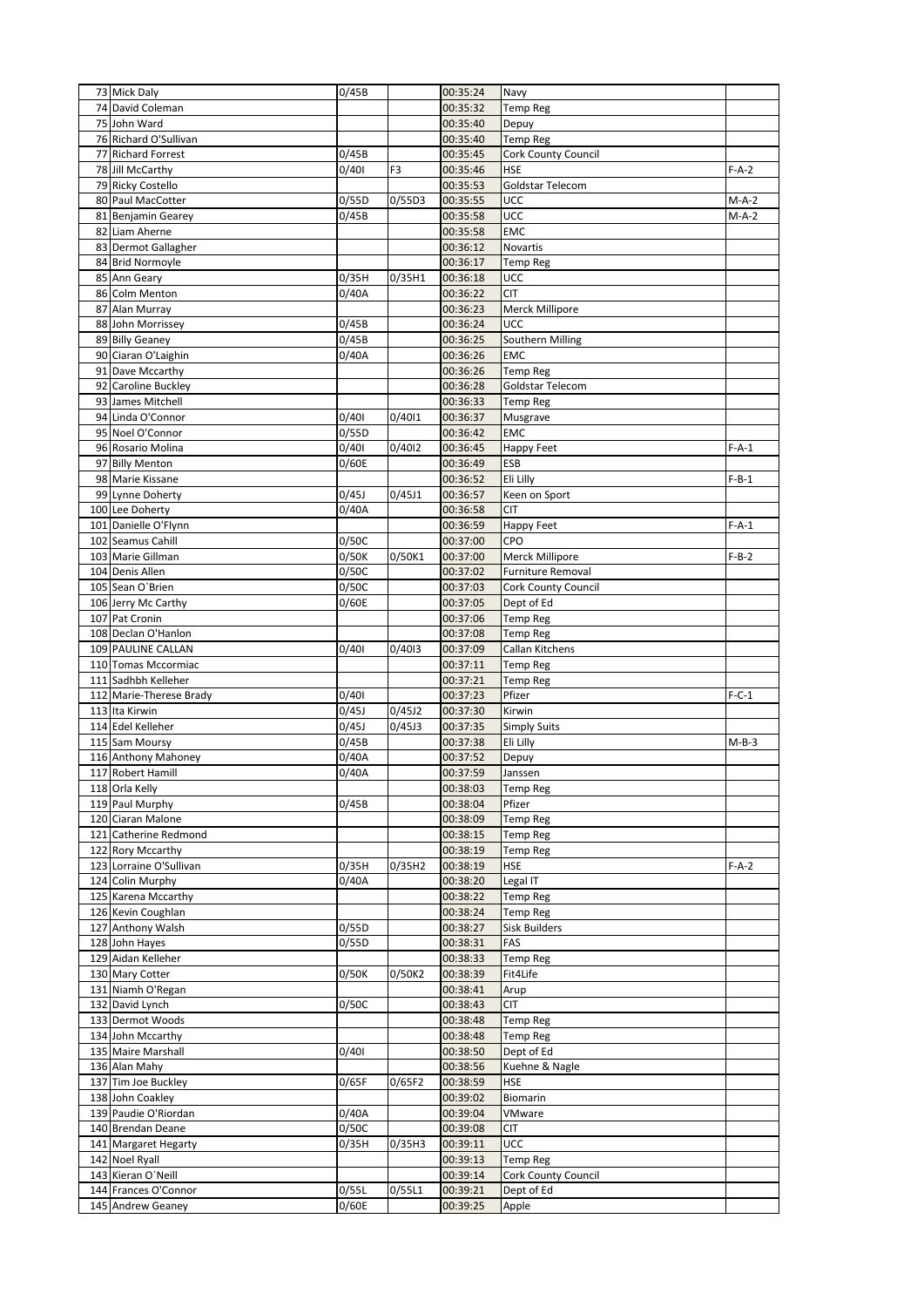| | | | | | | |
|---|---|---|---|---|---|---|
| 73 | Mick Daly | 0/45B | | 00:35:24 | Navy | |
| 74 | David Coleman | | | 00:35:32 | Temp Reg | |
| 75 | John Ward | | | 00:35:40 | Depuy | |
| 76 | Richard O'Sullivan | | | 00:35:40 | Temp Reg | |
| 77 | Richard Forrest | 0/45B | | 00:35:45 | Cork County Council | |
| 78 | Jill McCarthy | 0/40I | F3 | 00:35:46 | HSE | F-A-2 |
| 79 | Ricky Costello | | | 00:35:53 | Goldstar Telecom | |
| 80 | Paul MacCotter | 0/55D | 0/55D3 | 00:35:55 | UCC | M-A-2 |
| 81 | Benjamin Gearey | 0/45B | | 00:35:58 | UCC | M-A-2 |
| 82 | Liam Aherne | | | 00:35:58 | EMC | |
| 83 | Dermot Gallagher | | | 00:36:12 | Novartis | |
| 84 | Brid Normoyle | | | 00:36:17 | Temp Reg | |
| 85 | Ann Geary | 0/35H | 0/35H1 | 00:36:18 | UCC | |
| 86 | Colm Menton | 0/40A | | 00:36:22 | CIT | |
| 87 | Alan Murray | | | 00:36:23 | Merck Millipore | |
| 88 | John Morrissey | 0/45B | | 00:36:24 | UCC | |
| 89 | Billy Geaney | 0/45B | | 00:36:25 | Southern Milling | |
| 90 | Ciaran O'Laighin | 0/40A | | 00:36:26 | EMC | |
| 91 | Dave Mccarthy | | | 00:36:26 | Temp Reg | |
| 92 | Caroline Buckley | | | 00:36:28 | Goldstar Telecom | |
| 93 | James Mitchell | | | 00:36:33 | Temp Reg | |
| 94 | Linda O'Connor | 0/40I | 0/40I1 | 00:36:37 | Musgrave | |
| 95 | Noel O'Connor | 0/55D | | 00:36:42 | EMC | |
| 96 | Rosario Molina | 0/40I | 0/40I2 | 00:36:45 | Happy Feet | F-A-1 |
| 97 | Billy Menton | 0/60E | | 00:36:49 | ESB | |
| 98 | Marie Kissane | | | 00:36:52 | Eli Lilly | F-B-1 |
| 99 | Lynne Doherty | 0/45J | 0/45J1 | 00:36:57 | Keen on Sport | |
| 100 | Lee Doherty | 0/40A | | 00:36:58 | CIT | |
| 101 | Danielle O'Flynn | | | 00:36:59 | Happy Feet | F-A-1 |
| 102 | Seamus Cahill | 0/50C | | 00:37:00 | CPO | |
| 103 | Marie Gillman | 0/50K | 0/50K1 | 00:37:00 | Merck Millipore | F-B-2 |
| 104 | Denis Allen | 0/50C | | 00:37:02 | Furniture Removal | |
| 105 | Sean O`Brien | 0/50C | | 00:37:03 | Cork County Council | |
| 106 | Jerry Mc Carthy | 0/60E | | 00:37:05 | Dept of Ed | |
| 107 | Pat Cronin | | | 00:37:06 | Temp Reg | |
| 108 | Declan O'Hanlon | | | 00:37:08 | Temp Reg | |
| 109 | PAULINE CALLAN | 0/40I | 0/40I3 | 00:37:09 | Callan Kitchens | |
| 110 | Tomas Mccormiac | | | 00:37:11 | Temp Reg | |
| 111 | Sadhbh Kelleher | | | 00:37:21 | Temp Reg | |
| 112 | Marie-Therese Brady | 0/40I | | 00:37:23 | Pfizer | F-C-1 |
| 113 | Ita Kirwin | 0/45J | 0/45J2 | 00:37:30 | Kirwin | |
| 114 | Edel Kelleher | 0/45J | 0/45J3 | 00:37:35 | Simply Suits | |
| 115 | Sam Moursy | 0/45B | | 00:37:38 | Eli Lilly | M-B-3 |
| 116 | Anthony Mahoney | 0/40A | | 00:37:52 | Depuy | |
| 117 | Robert Hamill | 0/40A | | 00:37:59 | Janssen | |
| 118 | Orla Kelly | | | 00:38:03 | Temp Reg | |
| 119 | Paul Murphy | 0/45B | | 00:38:04 | Pfizer | |
| 120 | Ciaran Malone | | | 00:38:09 | Temp Reg | |
| 121 | Catherine Redmond | | | 00:38:15 | Temp Reg | |
| 122 | Rory Mccarthy | | | 00:38:19 | Temp Reg | |
| 123 | Lorraine O'Sullivan | 0/35H | 0/35H2 | 00:38:19 | HSE | F-A-2 |
| 124 | Colin Murphy | 0/40A | | 00:38:20 | Legal IT | |
| 125 | Karena Mccarthy | | | 00:38:22 | Temp Reg | |
| 126 | Kevin Coughlan | | | 00:38:24 | Temp Reg | |
| 127 | Anthony Walsh | 0/55D | | 00:38:27 | Sisk Builders | |
| 128 | John Hayes | 0/55D | | 00:38:31 | FAS | |
| 129 | Aidan Kelleher | | | 00:38:33 | Temp Reg | |
| 130 | Mary Cotter | 0/50K | 0/50K2 | 00:38:39 | Fit4Life | |
| 131 | Niamh O'Regan | | | 00:38:41 | Arup | |
| 132 | David Lynch | 0/50C | | 00:38:43 | CIT | |
| 133 | Dermot Woods | | | 00:38:48 | Temp Reg | |
| 134 | John Mccarthy | | | 00:38:48 | Temp Reg | |
| 135 | Maire Marshall | 0/40I | | 00:38:50 | Dept of Ed | |
| 136 | Alan Mahy | | | 00:38:56 | Kuehne & Nagle | |
| 137 | Tim Joe Buckley | 0/65F | 0/65F2 | 00:38:59 | HSE | |
| 138 | John Coakley | | | 00:39:02 | Biomarin | |
| 139 | Paudie O'Riordan | 0/40A | | 00:39:04 | VMware | |
| 140 | Brendan Deane | 0/50C | | 00:39:08 | CIT | |
| 141 | Margaret Hegarty | 0/35H | 0/35H3 | 00:39:11 | UCC | |
| 142 | Noel Ryall | | | 00:39:13 | Temp Reg | |
| 143 | Kieran O`Neill | | | 00:39:14 | Cork County Council | |
| 144 | Frances O'Connor | 0/55L | 0/55L1 | 00:39:21 | Dept of Ed | |
| 145 | Andrew Geaney | 0/60E | | 00:39:25 | Apple | |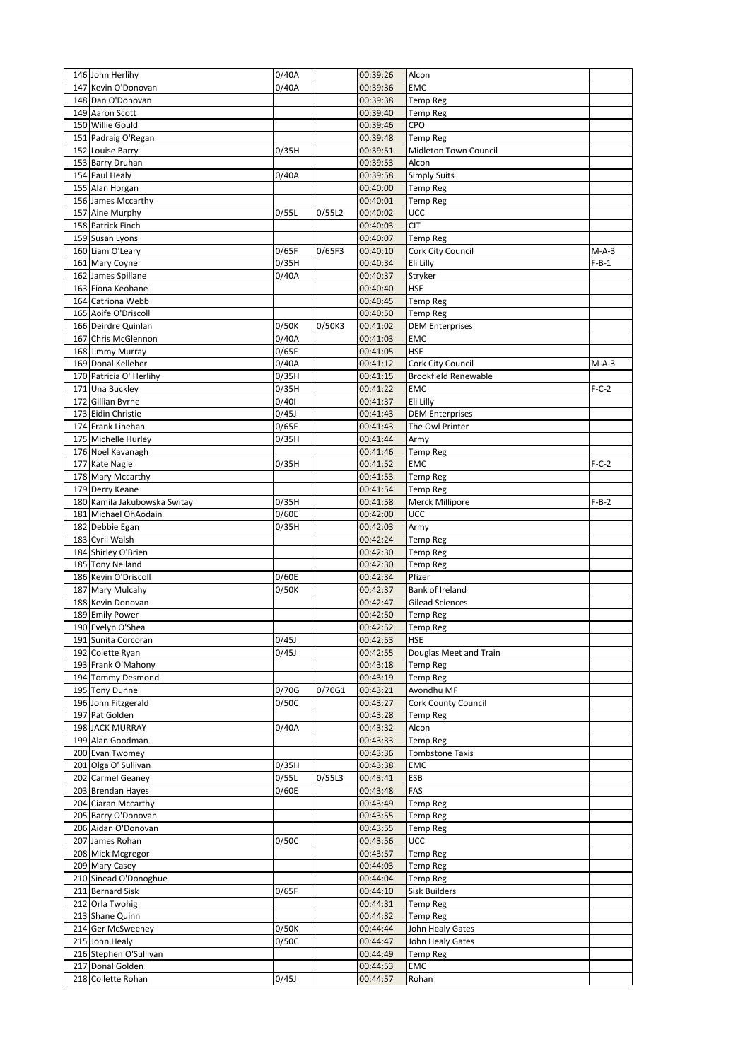| | | | | | | |
|---|---|---|---|---|---|---|
| 146 | John Herlihy | 0/40A | | 00:39:26 | Alcon | |
| 147 | Kevin O'Donovan | 0/40A | | 00:39:36 | EMC | |
| 148 | Dan O'Donovan | | | 00:39:38 | Temp Reg | |
| 149 | Aaron Scott | | | 00:39:40 | Temp Reg | |
| 150 | Willie Gould | | | 00:39:46 | CPO | |
| 151 | Padraig O'Regan | | | 00:39:48 | Temp Reg | |
| 152 | Louise Barry | 0/35H | | 00:39:51 | Midleton Town Council | |
| 153 | Barry Druhan | | | 00:39:53 | Alcon | |
| 154 | Paul Healy | 0/40A | | 00:39:58 | Simply Suits | |
| 155 | Alan Horgan | | | 00:40:00 | Temp Reg | |
| 156 | James Mccarthy | | | 00:40:01 | Temp Reg | |
| 157 | Aine Murphy | 0/55L | 0/55L2 | 00:40:02 | UCC | |
| 158 | Patrick Finch | | | 00:40:03 | CIT | |
| 159 | Susan Lyons | | | 00:40:07 | Temp Reg | |
| 160 | Liam O'Leary | 0/65F | 0/65F3 | 00:40:10 | Cork City Council | M-A-3 |
| 161 | Mary Coyne | 0/35H | | 00:40:34 | Eli Lilly | F-B-1 |
| 162 | James Spillane | 0/40A | | 00:40:37 | Stryker | |
| 163 | Fiona Keohane | | | 00:40:40 | HSE | |
| 164 | Catriona Webb | | | 00:40:45 | Temp Reg | |
| 165 | Aoife O'Driscoll | | | 00:40:50 | Temp Reg | |
| 166 | Deirdre Quinlan | 0/50K | 0/50K3 | 00:41:02 | DEM Enterprises | |
| 167 | Chris McGlennon | 0/40A | | 00:41:03 | EMC | |
| 168 | Jimmy Murray | 0/65F | | 00:41:05 | HSE | |
| 169 | Donal Kelleher | 0/40A | | 00:41:12 | Cork City Council | M-A-3 |
| 170 | Patricia O' Herlihy | 0/35H | | 00:41:15 | Brookfield Renewable | |
| 171 | Una Buckley | 0/35H | | 00:41:22 | EMC | F-C-2 |
| 172 | Gillian Byrne | 0/40I | | 00:41:37 | Eli Lilly | |
| 173 | Eidin Christie | 0/45J | | 00:41:43 | DEM Enterprises | |
| 174 | Frank Linehan | 0/65F | | 00:41:43 | The Owl Printer | |
| 175 | Michelle Hurley | 0/35H | | 00:41:44 | Army | |
| 176 | Noel Kavanagh | | | 00:41:46 | Temp Reg | |
| 177 | Kate Nagle | 0/35H | | 00:41:52 | EMC | F-C-2 |
| 178 | Mary Mccarthy | | | 00:41:53 | Temp Reg | |
| 179 | Derry Keane | | | 00:41:54 | Temp Reg | |
| 180 | Kamila Jakubowska Switay | 0/35H | | 00:41:58 | Merck Millipore | F-B-2 |
| 181 | Michael OhAodain | 0/60E | | 00:42:00 | UCC | |
| 182 | Debbie Egan | 0/35H | | 00:42:03 | Army | |
| 183 | Cyril Walsh | | | 00:42:24 | Temp Reg | |
| 184 | Shirley O'Brien | | | 00:42:30 | Temp Reg | |
| 185 | Tony Neiland | | | 00:42:30 | Temp Reg | |
| 186 | Kevin O'Driscoll | 0/60E | | 00:42:34 | Pfizer | |
| 187 | Mary Mulcahy | 0/50K | | 00:42:37 | Bank of Ireland | |
| 188 | Kevin Donovan | | | 00:42:47 | Gilead Sciences | |
| 189 | Emily Power | | | 00:42:50 | Temp Reg | |
| 190 | Evelyn O'Shea | | | 00:42:52 | Temp Reg | |
| 191 | Sunita Corcoran | 0/45J | | 00:42:53 | HSE | |
| 192 | Colette Ryan | 0/45J | | 00:42:55 | Douglas Meet and Train | |
| 193 | Frank O'Mahony | | | 00:43:18 | Temp Reg | |
| 194 | Tommy Desmond | | | 00:43:19 | Temp Reg | |
| 195 | Tony Dunne | 0/70G | 0/70G1 | 00:43:21 | Avondhu MF | |
| 196 | John Fitzgerald | 0/50C | | 00:43:27 | Cork County Council | |
| 197 | Pat Golden | | | 00:43:28 | Temp Reg | |
| 198 | JACK MURRAY | 0/40A | | 00:43:32 | Alcon | |
| 199 | Alan Goodman | | | 00:43:33 | Temp Reg | |
| 200 | Evan Twomey | | | 00:43:36 | Tombstone Taxis | |
| 201 | Olga O' Sullivan | 0/35H | | 00:43:38 | EMC | |
| 202 | Carmel Geaney | 0/55L | 0/55L3 | 00:43:41 | ESB | |
| 203 | Brendan Hayes | 0/60E | | 00:43:48 | FAS | |
| 204 | Ciaran Mccarthy | | | 00:43:49 | Temp Reg | |
| 205 | Barry O'Donovan | | | 00:43:55 | Temp Reg | |
| 206 | Aidan O'Donovan | | | 00:43:55 | Temp Reg | |
| 207 | James Rohan | 0/50C | | 00:43:56 | UCC | |
| 208 | Mick Mcgregor | | | 00:43:57 | Temp Reg | |
| 209 | Mary Casey | | | 00:44:03 | Temp Reg | |
| 210 | Sinead O'Donoghue | | | 00:44:04 | Temp Reg | |
| 211 | Bernard Sisk | 0/65F | | 00:44:10 | Sisk Builders | |
| 212 | Orla Twohig | | | 00:44:31 | Temp Reg | |
| 213 | Shane Quinn | | | 00:44:32 | Temp Reg | |
| 214 | Ger McSweeney | 0/50K | | 00:44:44 | John Healy Gates | |
| 215 | John Healy | 0/50C | | 00:44:47 | John Healy Gates | |
| 216 | Stephen O'Sullivan | | | 00:44:49 | Temp Reg | |
| 217 | Donal Golden | | | 00:44:53 | EMC | |
| 218 | Collette Rohan | 0/45J | | 00:44:57 | Rohan | |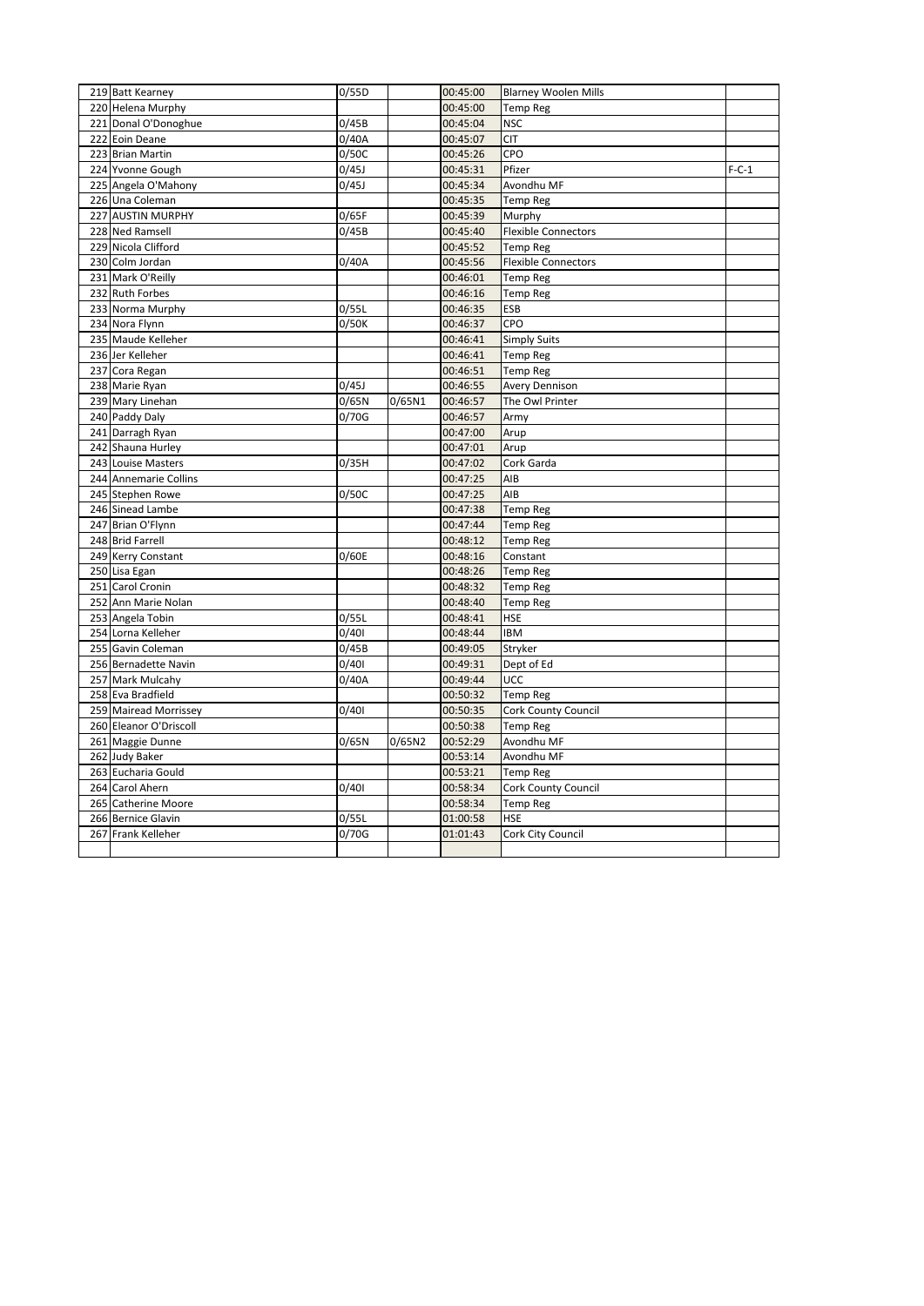| | | | | | | |
|---|---|---|---|---|---|---|
| 219 | Batt Kearney | 0/55D | | 00:45:00 | Blarney Woolen Mills | |
| 220 | Helena Murphy | | | 00:45:00 | Temp Reg | |
| 221 | Donal O'Donoghue | 0/45B | | 00:45:04 | NSC | |
| 222 | Eoin Deane | 0/40A | | 00:45:07 | CIT | |
| 223 | Brian Martin | 0/50C | | 00:45:26 | CPO | |
| 224 | Yvonne Gough | 0/45J | | 00:45:31 | Pfizer | F-C-1 |
| 225 | Angela O'Mahony | 0/45J | | 00:45:34 | Avondhu MF | |
| 226 | Una Coleman | | | 00:45:35 | Temp Reg | |
| 227 | AUSTIN MURPHY | 0/65F | | 00:45:39 | Murphy | |
| 228 | Ned Ramsell | 0/45B | | 00:45:40 | Flexible Connectors | |
| 229 | Nicola Clifford | | | 00:45:52 | Temp Reg | |
| 230 | Colm Jordan | 0/40A | | 00:45:56 | Flexible Connectors | |
| 231 | Mark O'Reilly | | | 00:46:01 | Temp Reg | |
| 232 | Ruth Forbes | | | 00:46:16 | Temp Reg | |
| 233 | Norma Murphy | 0/55L | | 00:46:35 | ESB | |
| 234 | Nora Flynn | 0/50K | | 00:46:37 | CPO | |
| 235 | Maude Kelleher | | | 00:46:41 | Simply Suits | |
| 236 | Jer Kelleher | | | 00:46:41 | Temp Reg | |
| 237 | Cora Regan | | | 00:46:51 | Temp Reg | |
| 238 | Marie Ryan | 0/45J | | 00:46:55 | Avery Dennison | |
| 239 | Mary Linehan | 0/65N | 0/65N1 | 00:46:57 | The Owl Printer | |
| 240 | Paddy Daly | 0/70G | | 00:46:57 | Army | |
| 241 | Darragh Ryan | | | 00:47:00 | Arup | |
| 242 | Shauna Hurley | | | 00:47:01 | Arup | |
| 243 | Louise Masters | 0/35H | | 00:47:02 | Cork Garda | |
| 244 | Annemarie Collins | | | 00:47:25 | AIB | |
| 245 | Stephen Rowe | 0/50C | | 00:47:25 | AIB | |
| 246 | Sinead Lambe | | | 00:47:38 | Temp Reg | |
| 247 | Brian O'Flynn | | | 00:47:44 | Temp Reg | |
| 248 | Brid Farrell | | | 00:48:12 | Temp Reg | |
| 249 | Kerry Constant | 0/60E | | 00:48:16 | Constant | |
| 250 | Lisa Egan | | | 00:48:26 | Temp Reg | |
| 251 | Carol Cronin | | | 00:48:32 | Temp Reg | |
| 252 | Ann Marie Nolan | | | 00:48:40 | Temp Reg | |
| 253 | Angela Tobin | 0/55L | | 00:48:41 | HSE | |
| 254 | Lorna Kelleher | 0/40I | | 00:48:44 | IBM | |
| 255 | Gavin Coleman | 0/45B | | 00:49:05 | Stryker | |
| 256 | Bernadette Navin | 0/40I | | 00:49:31 | Dept of Ed | |
| 257 | Mark Mulcahy | 0/40A | | 00:49:44 | UCC | |
| 258 | Eva Bradfield | | | 00:50:32 | Temp Reg | |
| 259 | Mairead Morrissey | 0/40I | | 00:50:35 | Cork County Council | |
| 260 | Eleanor O'Driscoll | | | 00:50:38 | Temp Reg | |
| 261 | Maggie Dunne | 0/65N | 0/65N2 | 00:52:29 | Avondhu MF | |
| 262 | Judy Baker | | | 00:53:14 | Avondhu MF | |
| 263 | Eucharia Gould | | | 00:53:21 | Temp Reg | |
| 264 | Carol Ahern | 0/40I | | 00:58:34 | Cork County Council | |
| 265 | Catherine Moore | | | 00:58:34 | Temp Reg | |
| 266 | Bernice Glavin | 0/55L | | 01:00:58 | HSE | |
| 267 | Frank Kelleher | 0/70G | | 01:01:43 | Cork City Council | |